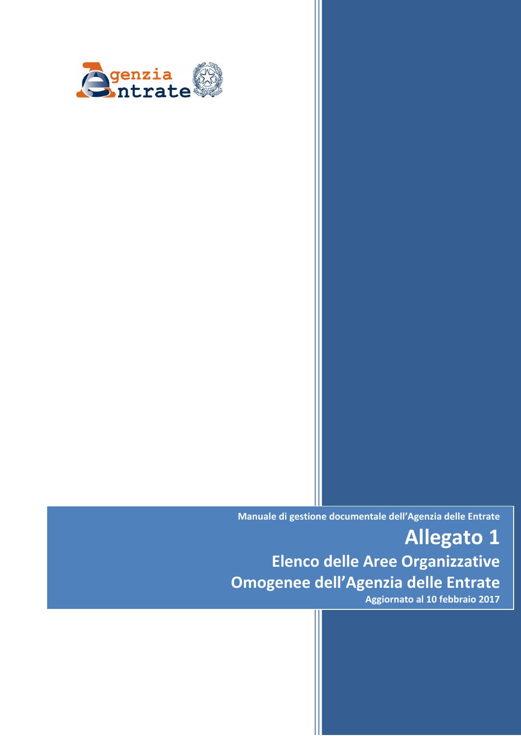Agenzia Entrate

Manuale di gestione documentale dell'Agenzia delle Entrate

# Allegato 1

## Elenco delle Aree Organizzative Omogenee dell'Agenzia delle Entrate

**Aggiornato al 10 febbraio 2017**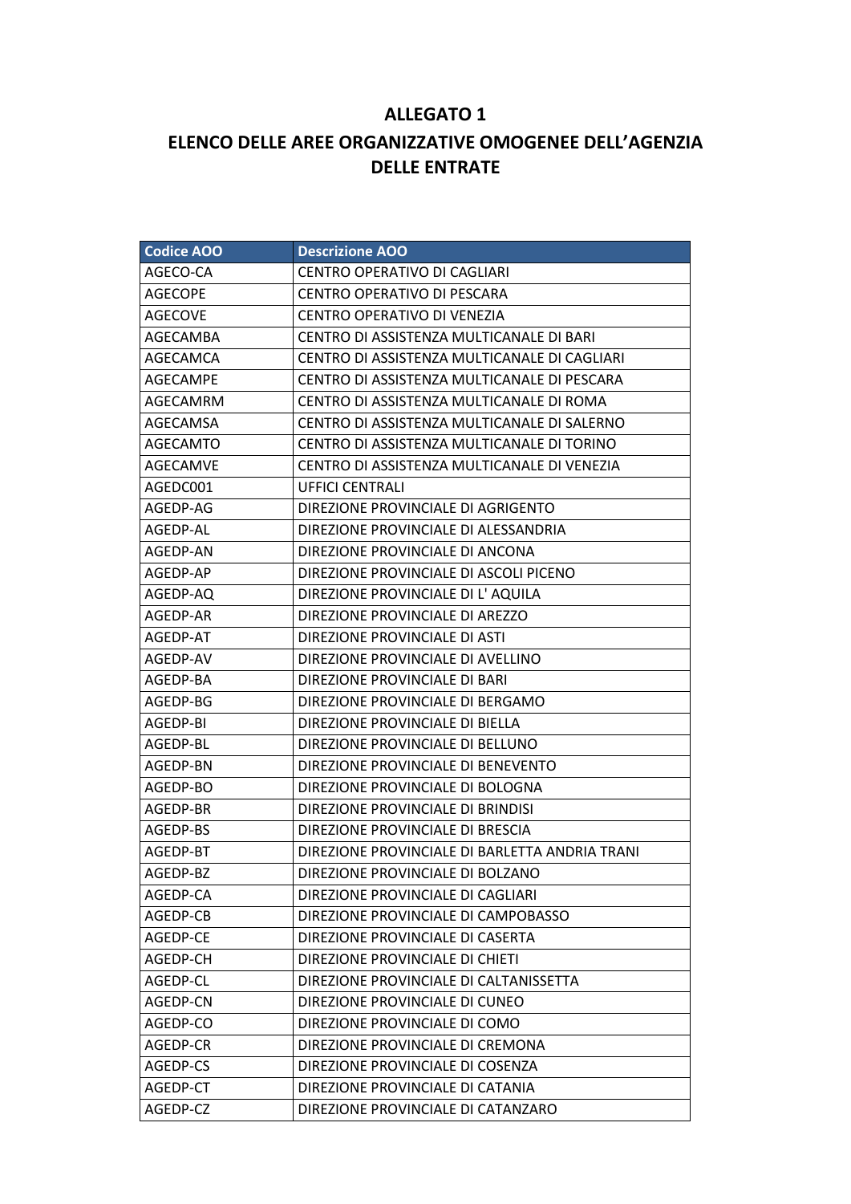# ALLEGATO 1

## ELENCO DELLE AREE ORGANIZZATIVE OMOGENEE DELL'AGENZIA DELLE ENTRATE

| Codice AOO | Descrizione AOO |
|---|---|
| AGECO-CA | CENTRO OPERATIVO DI CAGLIARI |
| AGECOPE | CENTRO OPERATIVO DI PESCARA |
| AGECOVE | CENTRO OPERATIVO DI VENEZIA |
| AGECAMBA | CENTRO DI ASSISTENZA MULTICANALE DI BARI |
| AGECAMCA | CENTRO DI ASSISTENZA MULTICANALE DI CAGLIARI |
| AGECAMPE | CENTRO DI ASSISTENZA MULTICANALE DI PESCARA |
| AGECAMRM | CENTRO DI ASSISTENZA MULTICANALE DI ROMA |
| AGECAMSA | CENTRO DI ASSISTENZA MULTICANALE DI SALERNO |
| AGECAMTO | CENTRO DI ASSISTENZA MULTICANALE DI TORINO |
| AGECAMVE | CENTRO DI ASSISTENZA MULTICANALE DI VENEZIA |
| AGEDC001 | UFFICI CENTRALI |
| AGEDP-AG | DIREZIONE PROVINCIALE DI AGRIGENTO |
| AGEDP-AL | DIREZIONE PROVINCIALE DI ALESSANDRIA |
| AGEDP-AN | DIREZIONE PROVINCIALE DI ANCONA |
| AGEDP-AP | DIREZIONE PROVINCIALE DI ASCOLI PICENO |
| AGEDP-AQ | DIREZIONE PROVINCIALE DI L' AQUILA |
| AGEDP-AR | DIREZIONE PROVINCIALE DI AREZZO |
| AGEDP-AT | DIREZIONE PROVINCIALE DI ASTI |
| AGEDP-AV | DIREZIONE PROVINCIALE DI AVELLINO |
| AGEDP-BA | DIREZIONE PROVINCIALE DI BARI |
| AGEDP-BG | DIREZIONE PROVINCIALE DI BERGAMO |
| AGEDP-BI | DIREZIONE PROVINCIALE DI BIELLA |
| AGEDP-BL | DIREZIONE PROVINCIALE DI BELLUNO |
| AGEDP-BN | DIREZIONE PROVINCIALE DI BENEVENTO |
| AGEDP-BO | DIREZIONE PROVINCIALE DI BOLOGNA |
| AGEDP-BR | DIREZIONE PROVINCIALE DI BRINDISI |
| AGEDP-BS | DIREZIONE PROVINCIALE DI BRESCIA |
| AGEDP-BT | DIREZIONE PROVINCIALE DI BARLETTA ANDRIA TRANI |
| AGEDP-BZ | DIREZIONE PROVINCIALE DI BOLZANO |
| AGEDP-CA | DIREZIONE PROVINCIALE DI CAGLIARI |
| AGEDP-CB | DIREZIONE PROVINCIALE DI CAMPOBASSO |
| AGEDP-CE | DIREZIONE PROVINCIALE DI CASERTA |
| AGEDP-CH | DIREZIONE PROVINCIALE DI CHIETI |
| AGEDP-CL | DIREZIONE PROVINCIALE DI CALTANISSETTA |
| AGEDP-CN | DIREZIONE PROVINCIALE DI CUNEO |
| AGEDP-CO | DIREZIONE PROVINCIALE DI COMO |
| AGEDP-CR | DIREZIONE PROVINCIALE DI CREMONA |
| AGEDP-CS | DIREZIONE PROVINCIALE DI COSENZA |
| AGEDP-CT | DIREZIONE PROVINCIALE DI CATANIA |
| AGEDP-CZ | DIREZIONE PROVINCIALE DI CATANZARO |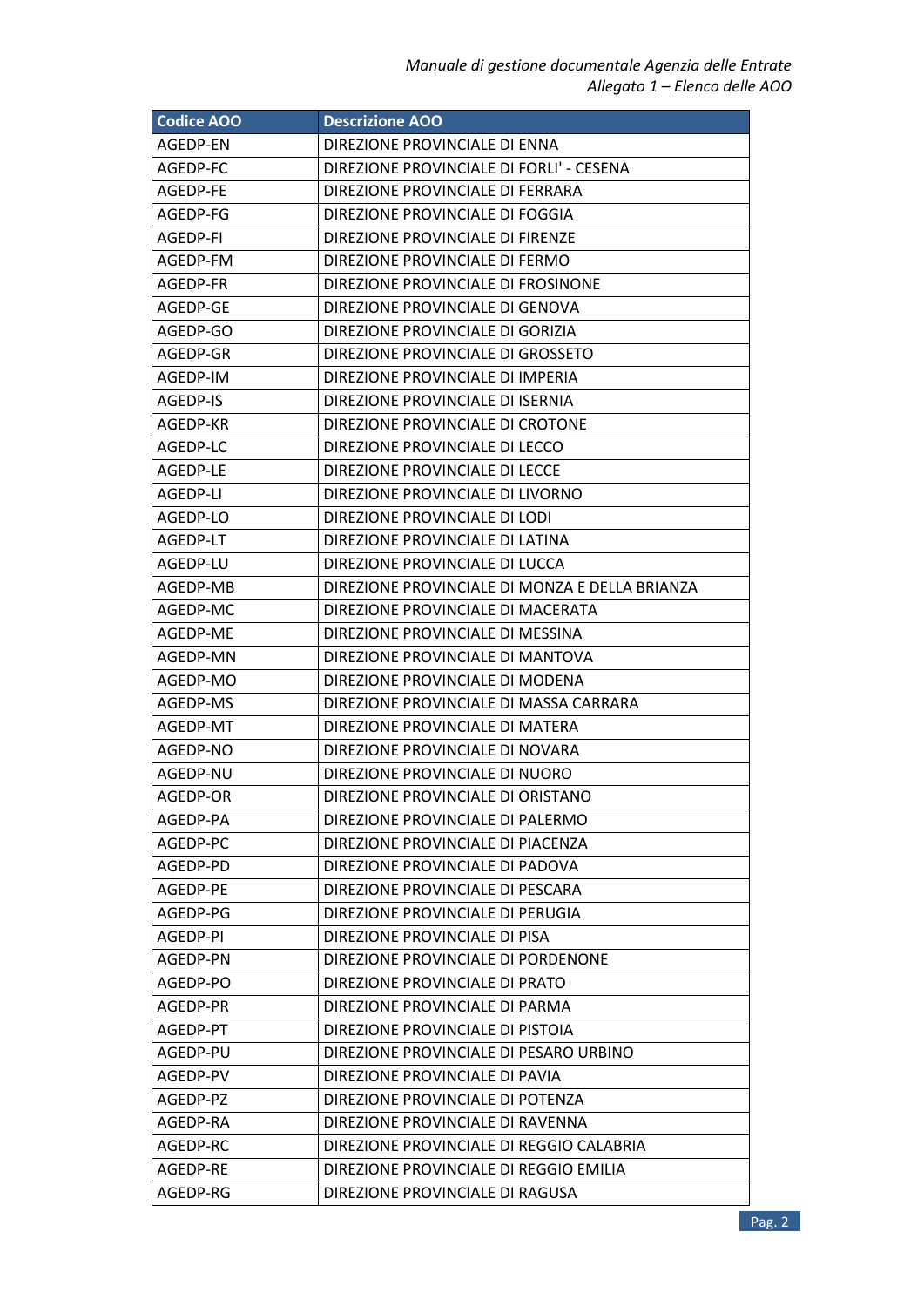| Codice AOO | Descrizione AOO |
|---|---|
| AGEDP-EN | DIREZIONE PROVINCIALE DI ENNA |
| AGEDP-FC | DIREZIONE PROVINCIALE DI FORLI' - CESENA |
| AGEDP-FE | DIREZIONE PROVINCIALE DI FERRARA |
| AGEDP-FG | DIREZIONE PROVINCIALE DI FOGGIA |
| AGEDP-FI | DIREZIONE PROVINCIALE DI FIRENZE |
| AGEDP-FM | DIREZIONE PROVINCIALE DI FERMO |
| AGEDP-FR | DIREZIONE PROVINCIALE DI FROSINONE |
| AGEDP-GE | DIREZIONE PROVINCIALE DI GENOVA |
| AGEDP-GO | DIREZIONE PROVINCIALE DI GORIZIA |
| AGEDP-GR | DIREZIONE PROVINCIALE DI GROSSETO |
| AGEDP-IM | DIREZIONE PROVINCIALE DI IMPERIA |
| AGEDP-IS | DIREZIONE PROVINCIALE DI ISERNIA |
| AGEDP-KR | DIREZIONE PROVINCIALE DI CROTONE |
| AGEDP-LC | DIREZIONE PROVINCIALE DI LECCO |
| AGEDP-LE | DIREZIONE PROVINCIALE DI LECCE |
| AGEDP-LI | DIREZIONE PROVINCIALE DI LIVORNO |
| AGEDP-LO | DIREZIONE PROVINCIALE DI LODI |
| AGEDP-LT | DIREZIONE PROVINCIALE DI LATINA |
| AGEDP-LU | DIREZIONE PROVINCIALE DI LUCCA |
| AGEDP-MB | DIREZIONE PROVINCIALE DI MONZA E DELLA BRIANZA |
| AGEDP-MC | DIREZIONE PROVINCIALE DI MACERATA |
| AGEDP-ME | DIREZIONE PROVINCIALE DI MESSINA |
| AGEDP-MN | DIREZIONE PROVINCIALE DI MANTOVA |
| AGEDP-MO | DIREZIONE PROVINCIALE DI MODENA |
| AGEDP-MS | DIREZIONE PROVINCIALE DI MASSA CARRARA |
| AGEDP-MT | DIREZIONE PROVINCIALE DI MATERA |
| AGEDP-NO | DIREZIONE PROVINCIALE DI NOVARA |
| AGEDP-NU | DIREZIONE PROVINCIALE DI NUORO |
| AGEDP-OR | DIREZIONE PROVINCIALE DI ORISTANO |
| AGEDP-PA | DIREZIONE PROVINCIALE DI PALERMO |
| AGEDP-PC | DIREZIONE PROVINCIALE DI PIACENZA |
| AGEDP-PD | DIREZIONE PROVINCIALE DI PADOVA |
| AGEDP-PE | DIREZIONE PROVINCIALE DI PESCARA |
| AGEDP-PG | DIREZIONE PROVINCIALE DI PERUGIA |
| AGEDP-PI | DIREZIONE PROVINCIALE DI PISA |
| AGEDP-PN | DIREZIONE PROVINCIALE DI PORDENONE |
| AGEDP-PO | DIREZIONE PROVINCIALE DI PRATO |
| AGEDP-PR | DIREZIONE PROVINCIALE DI PARMA |
| AGEDP-PT | DIREZIONE PROVINCIALE DI PISTOIA |
| AGEDP-PU | DIREZIONE PROVINCIALE DI PESARO URBINO |
| AGEDP-PV | DIREZIONE PROVINCIALE DI PAVIA |
| AGEDP-PZ | DIREZIONE PROVINCIALE DI POTENZA |
| AGEDP-RA | DIREZIONE PROVINCIALE DI RAVENNA |
| AGEDP-RC | DIREZIONE PROVINCIALE DI REGGIO CALABRIA |
| AGEDP-RE | DIREZIONE PROVINCIALE DI REGGIO EMILIA |
| AGEDP-RG | DIREZIONE PROVINCIALE DI RAGUSA |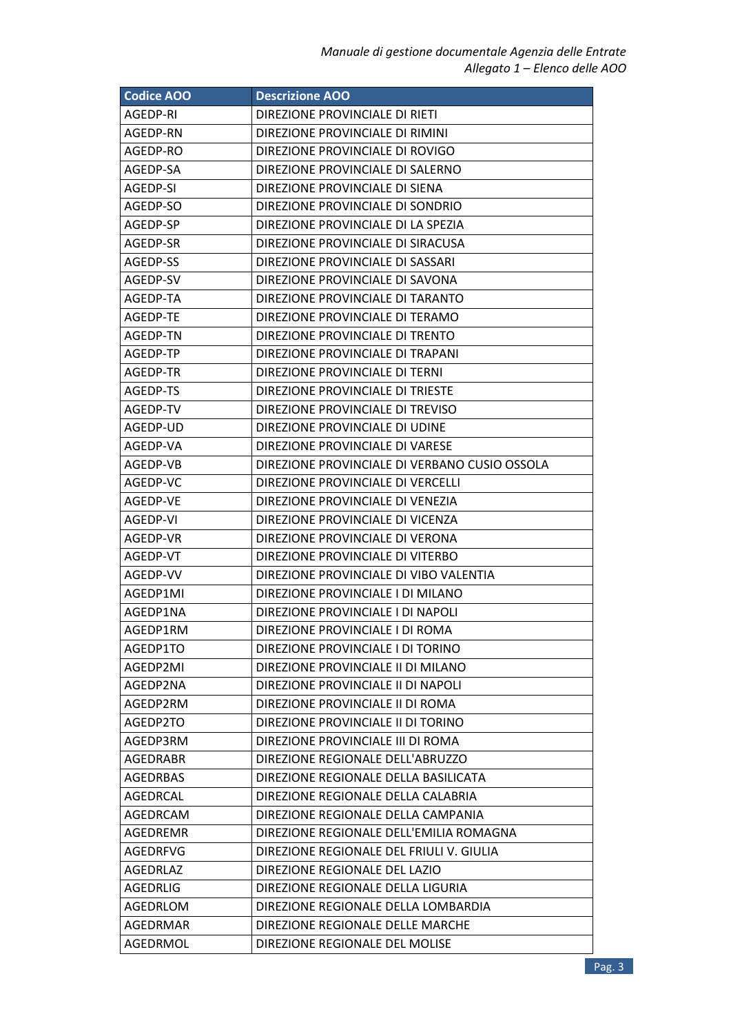| Codice AOO | Descrizione AOO |
| --- | --- |
| AGEDP-RI | DIREZIONE PROVINCIALE DI RIETI |
| AGEDP-RN | DIREZIONE PROVINCIALE DI RIMINI |
| AGEDP-RO | DIREZIONE PROVINCIALE DI ROVIGO |
| AGEDP-SA | DIREZIONE PROVINCIALE DI SALERNO |
| AGEDP-SI | DIREZIONE PROVINCIALE DI SIENA |
| AGEDP-SO | DIREZIONE PROVINCIALE DI SONDRIO |
| AGEDP-SP | DIREZIONE PROVINCIALE DI LA SPEZIA |
| AGEDP-SR | DIREZIONE PROVINCIALE DI SIRACUSA |
| AGEDP-SS | DIREZIONE PROVINCIALE DI SASSARI |
| AGEDP-SV | DIREZIONE PROVINCIALE DI SAVONA |
| AGEDP-TA | DIREZIONE PROVINCIALE DI TARANTO |
| AGEDP-TE | DIREZIONE PROVINCIALE DI TERAMO |
| AGEDP-TN | DIREZIONE PROVINCIALE DI TRENTO |
| AGEDP-TP | DIREZIONE PROVINCIALE DI TRAPANI |
| AGEDP-TR | DIREZIONE PROVINCIALE DI TERNI |
| AGEDP-TS | DIREZIONE PROVINCIALE DI TRIESTE |
| AGEDP-TV | DIREZIONE PROVINCIALE DI TREVISO |
| AGEDP-UD | DIREZIONE PROVINCIALE DI UDINE |
| AGEDP-VA | DIREZIONE PROVINCIALE DI VARESE |
| AGEDP-VB | DIREZIONE PROVINCIALE DI VERBANO CUSIO OSSOLA |
| AGEDP-VC | DIREZIONE PROVINCIALE DI VERCELLI |
| AGEDP-VE | DIREZIONE PROVINCIALE DI VENEZIA |
| AGEDP-VI | DIREZIONE PROVINCIALE DI VICENZA |
| AGEDP-VR | DIREZIONE PROVINCIALE DI VERONA |
| AGEDP-VT | DIREZIONE PROVINCIALE DI VITERBO |
| AGEDP-VV | DIREZIONE PROVINCIALE DI VIBO VALENTIA |
| AGEDP1MI | DIREZIONE PROVINCIALE I DI MILANO |
| AGEDP1NA | DIREZIONE PROVINCIALE I DI NAPOLI |
| AGEDP1RM | DIREZIONE PROVINCIALE I DI ROMA |
| AGEDP1TO | DIREZIONE PROVINCIALE I DI TORINO |
| AGEDP2MI | DIREZIONE PROVINCIALE II DI MILANO |
| AGEDP2NA | DIREZIONE PROVINCIALE II DI NAPOLI |
| AGEDP2RM | DIREZIONE PROVINCIALE II DI ROMA |
| AGEDP2TO | DIREZIONE PROVINCIALE II DI TORINO |
| AGEDP3RM | DIREZIONE PROVINCIALE III DI ROMA |
| AGEDRABR | DIREZIONE REGIONALE DELL'ABRUZZO |
| AGEDRBAS | DIREZIONE REGIONALE DELLA BASILICATA |
| AGEDRCAL | DIREZIONE REGIONALE DELLA CALABRIA |
| AGEDRCAM | DIREZIONE REGIONALE DELLA CAMPANIA |
| AGEDREMR | DIREZIONE REGIONALE DELL'EMILIA ROMAGNA |
| AGEDRFVG | DIREZIONE REGIONALE DEL FRIULI V. GIULIA |
| AGEDRLAZ | DIREZIONE REGIONALE DEL LAZIO |
| AGEDRLIG | DIREZIONE REGIONALE DELLA LIGURIA |
| AGEDRLOM | DIREZIONE REGIONALE DELLA LOMBARDIA |
| AGEDRMAR | DIREZIONE REGIONALE DELLE MARCHE |
| AGEDRMOL | DIREZIONE REGIONALE DEL MOLISE |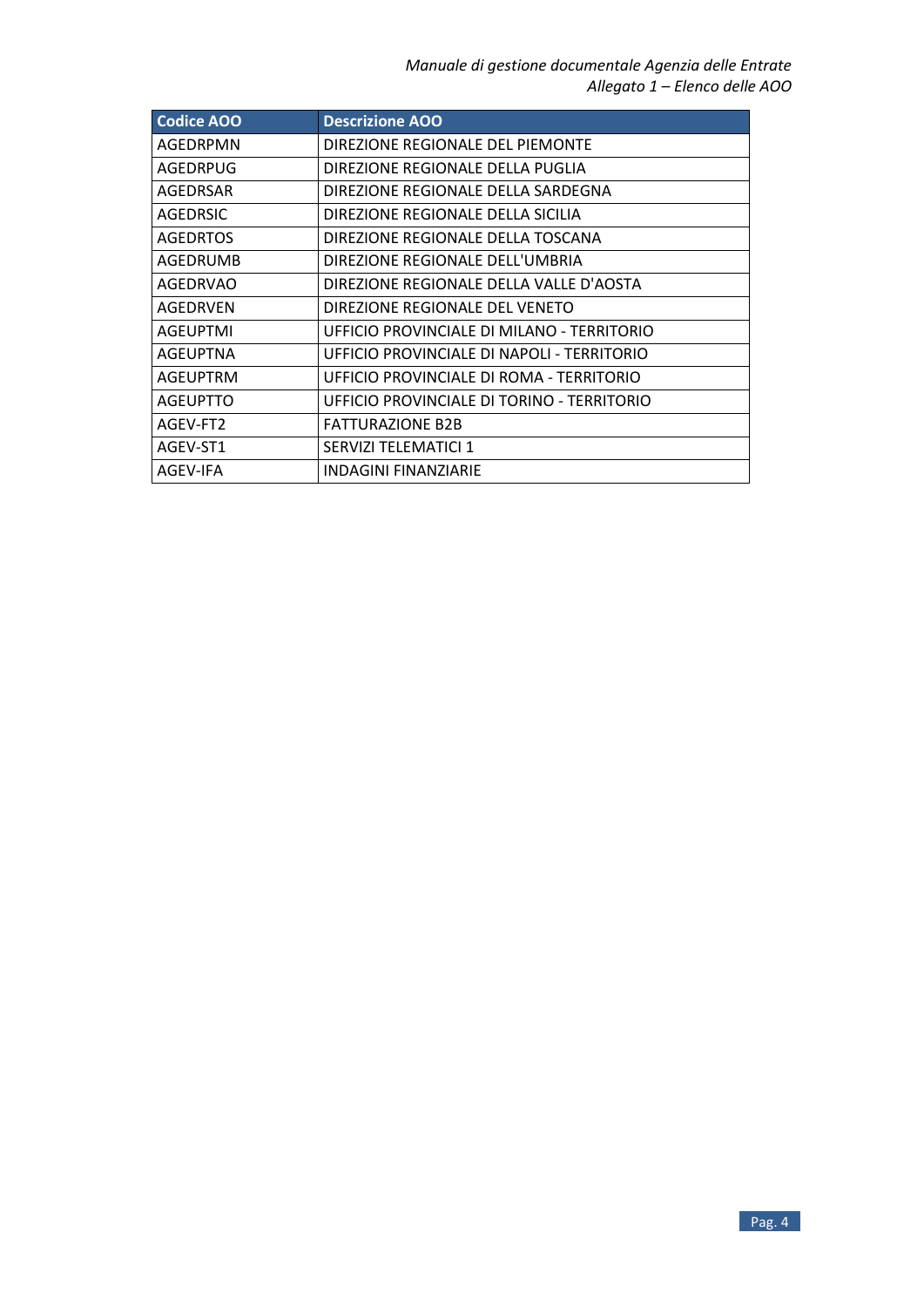| Codice AOO | Descrizione AOO |
|---|---|
| AGEDRPMN | DIREZIONE REGIONALE DEL PIEMONTE |
| AGEDRPUG | DIREZIONE REGIONALE DELLA PUGLIA |
| AGEDRSAR | DIREZIONE REGIONALE DELLA SARDEGNA |
| AGEDRSIC | DIREZIONE REGIONALE DELLA SICILIA |
| AGEDRTOS | DIREZIONE REGIONALE DELLA TOSCANA |
| AGEDRUMB | DIREZIONE REGIONALE DELL'UMBRIA |
| AGEDRVAO | DIREZIONE REGIONALE DELLA VALLE D'AOSTA |
| AGEDRVEN | DIREZIONE REGIONALE DEL VENETO |
| AGEUPTMI | UFFICIO PROVINCIALE DI MILANO - TERRITORIO |
| AGEUPTNA | UFFICIO PROVINCIALE DI NAPOLI - TERRITORIO |
| AGEUPTRM | UFFICIO PROVINCIALE DI ROMA - TERRITORIO |
| AGEUPTTO | UFFICIO PROVINCIALE DI TORINO - TERRITORIO |
| AGEV-FT2 | FATTURAZIONE B2B |
| AGEV-ST1 | SERVIZI TELEMATICI 1 |
| AGEV-IFA | INDAGINI FINANZIARIE |